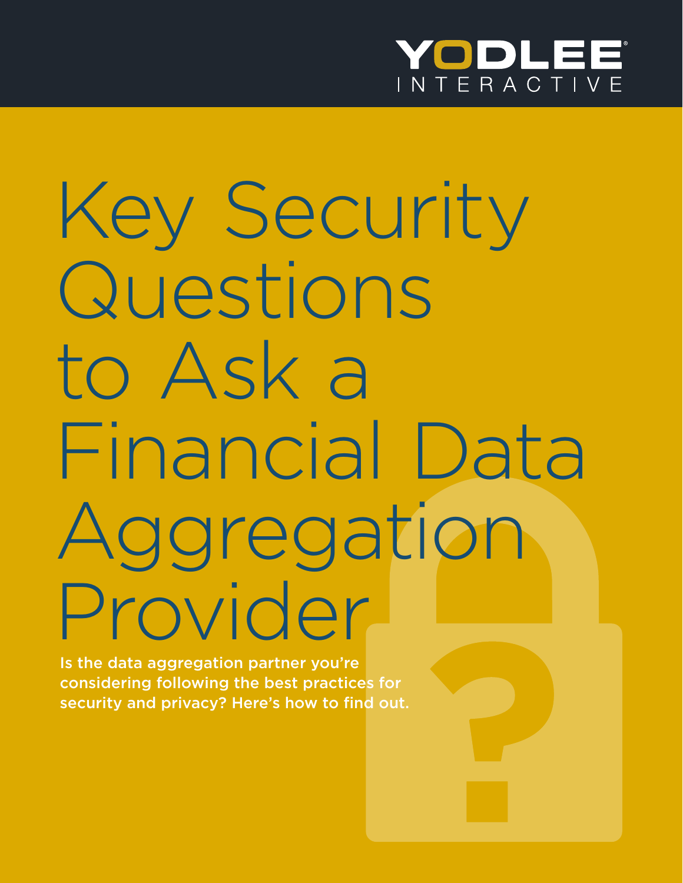YODLEE INTERACTIVE

# Key Security Questions to Ask a Financial Data Aggregation Provider

**Is the data aggregation partner you're considering following the best practices for security and privacy? Here's how to find out.**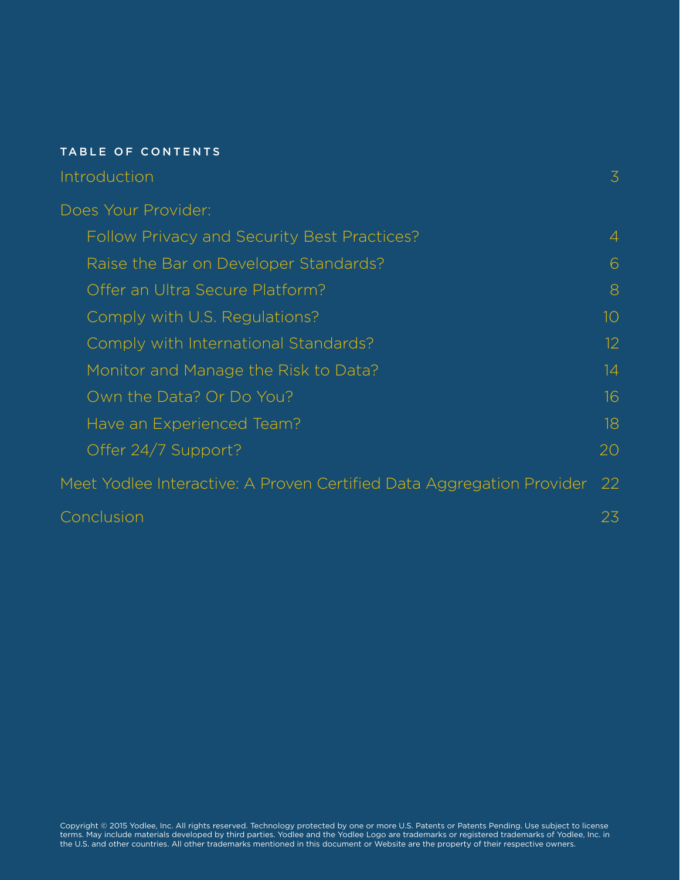## TABLE OF CONTENTS

Introduction 3

Does Your Provider:

- Follow Privacy and Security Best Practices? 4
- Raise the Bar on Developer Standards? 6
- Offer an Ultra Secure Platform? 8
- Comply with U.S. Regulations? 10
- Comply with International Standards? 12
- Monitor and Manage the Risk to Data? 14
- Own the Data? Or Do You? 16
- Have an Experienced Team? 18
- Offer 24/7 Support? 20

Meet Yodlee Interactive: A Proven Certified Data Aggregation Provider 22

Conclusion 23

Copyright © 2015 Yodlee, Inc. All rights reserved. Technology protected by one or more U.S. Patents or Patents Pending. Use subject to license terms. May include materials developed by third parties. Yodlee and the Yodlee Logo are trademarks or registered trademarks of Yodlee, Inc. in the U.S. and other countries. All other trademarks mentioned in this document or Website are the property of their respective owners.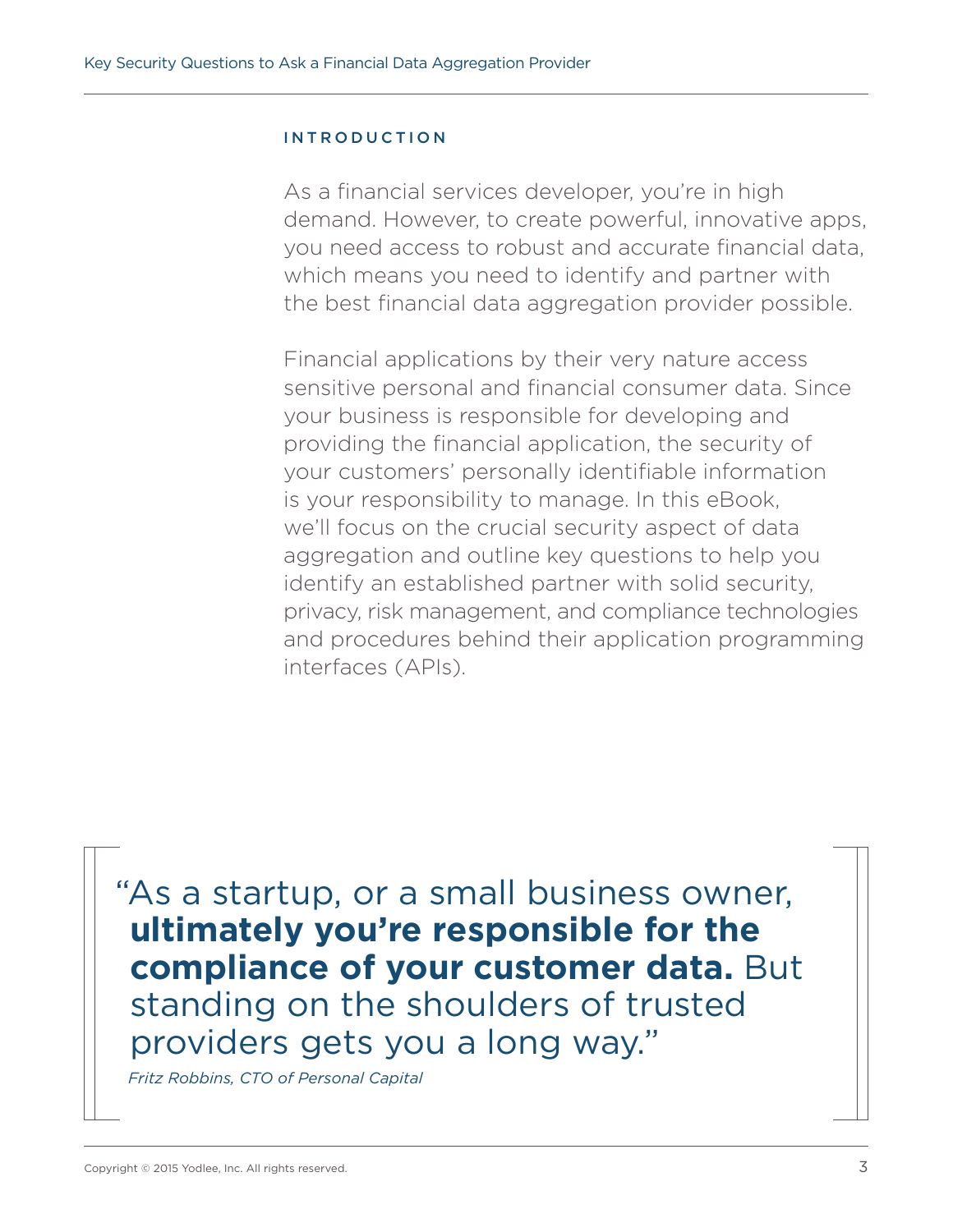## INTRODUCTION

As a financial services developer, you're in high demand. However, to create powerful, innovative apps, you need access to robust and accurate financial data, which means you need to identify and partner with the best financial data aggregation provider possible.

Financial applications by their very nature access sensitive personal and financial consumer data. Since your business is responsible for developing and providing the financial application, the security of your customers' personally identifiable information is your responsibility to manage. In this eBook, we'll focus on the crucial security aspect of data aggregation and outline key questions to help you identify an established partner with solid security, privacy, risk management, and compliance technologies and procedures behind their application programming interfaces (APIs).

> "As a startup, or a small business owner, **ultimately you're responsible for the compliance of your customer data.** But standing on the shoulders of trusted providers gets you a long way."
>
> *Fritz Robbins, CTO of Personal Capital*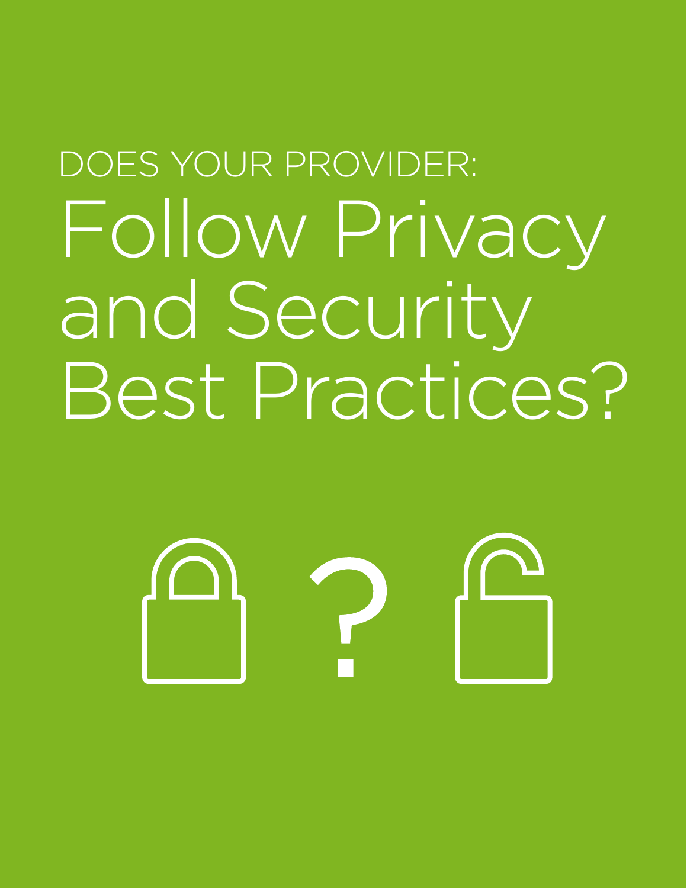DOES YOUR PROVIDER:

# Follow Privacy and Security Best Practices?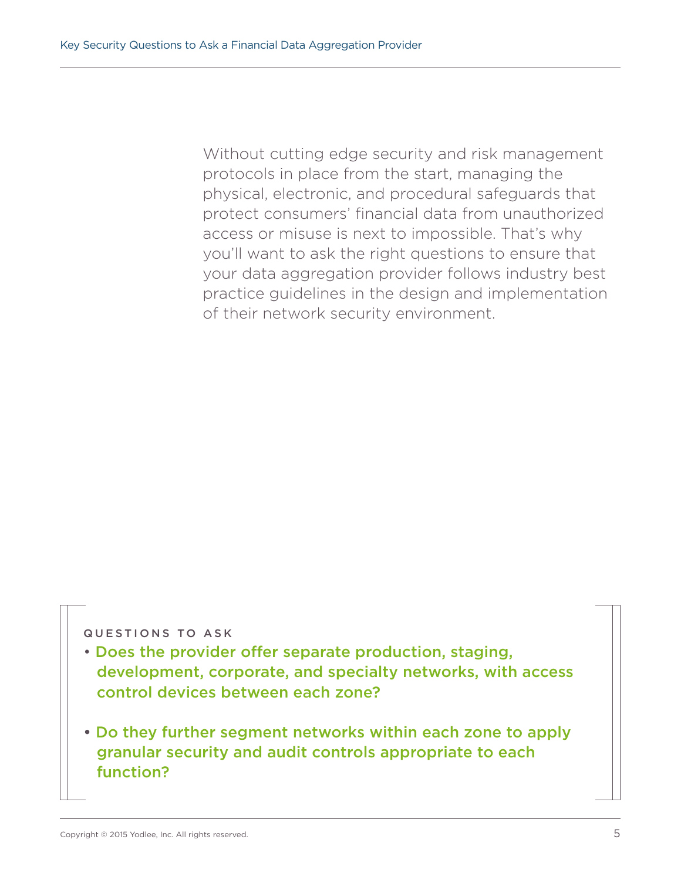Without cutting edge security and risk management protocols in place from the start, managing the physical, electronic, and procedural safeguards that protect consumers' financial data from unauthorized access or misuse is next to impossible. That's why you'll want to ask the right questions to ensure that your data aggregation provider follows industry best practice guidelines in the design and implementation of their network security environment.

#### QUESTIONS TO ASK

- **Does the provider offer separate production, staging, development, corporate, and specialty networks, with access control devices between each zone?**

- **Do they further segment networks within each zone to apply granular security and audit controls appropriate to each function?**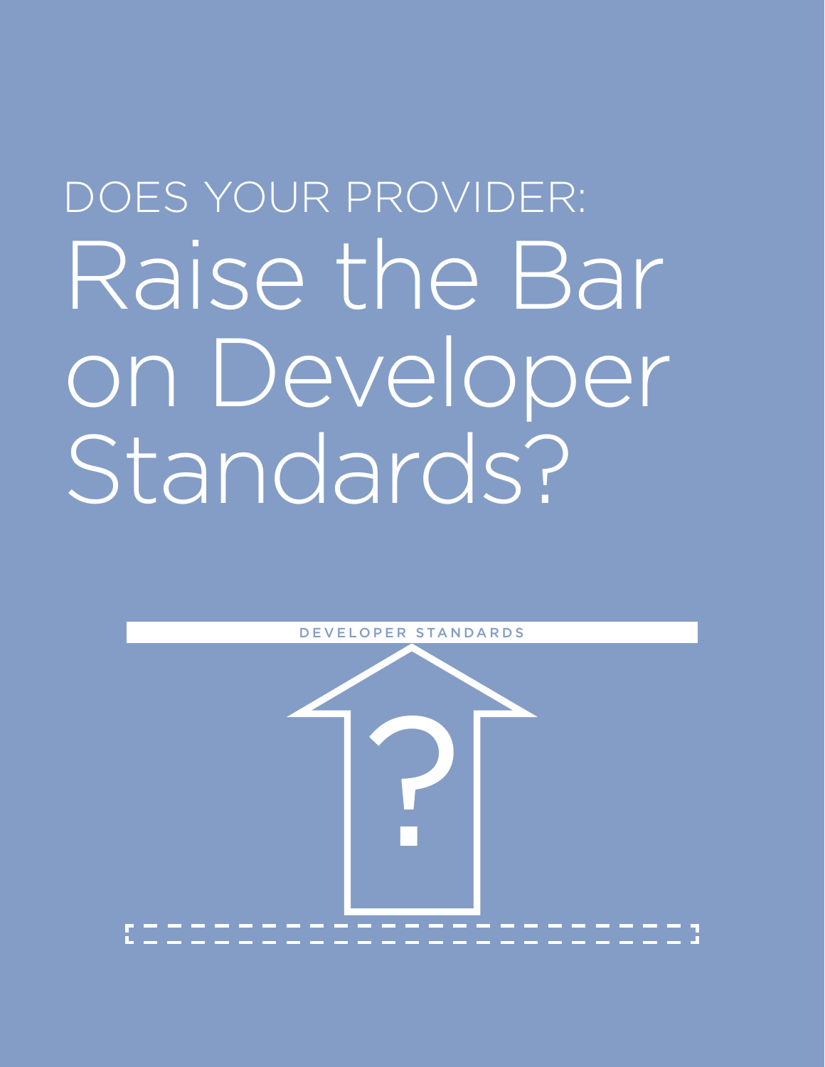DOES YOUR PROVIDER:

# Raise the Bar on Developer Standards?

DEVELOPER STANDARDS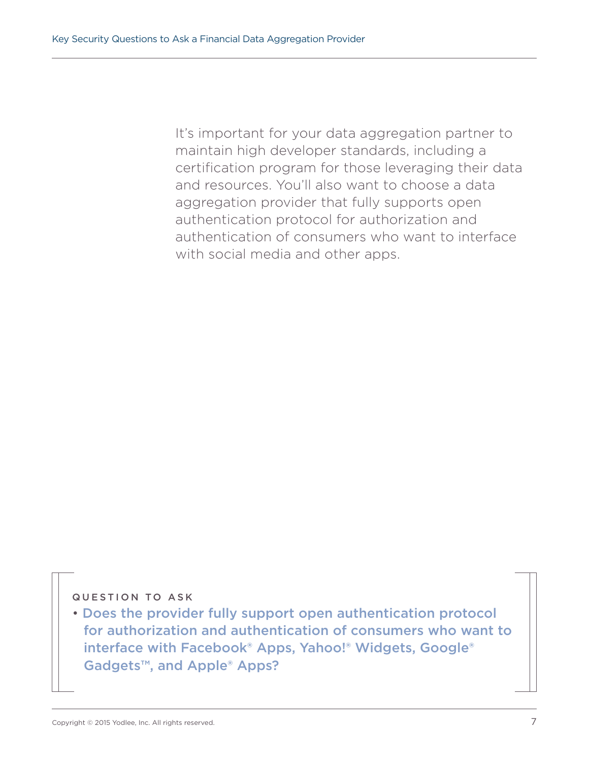It's important for your data aggregation partner to maintain high developer standards, including a certification program for those leveraging their data and resources. You'll also want to choose a data aggregation provider that fully supports open authentication protocol for authorization and authentication of consumers who want to interface with social media and other apps.

QUESTION TO ASK

- **Does the provider fully support open authentication protocol for authorization and authentication of consumers who want to interface with Facebook® Apps, Yahoo!® Widgets, Google® Gadgets™, and Apple® Apps?**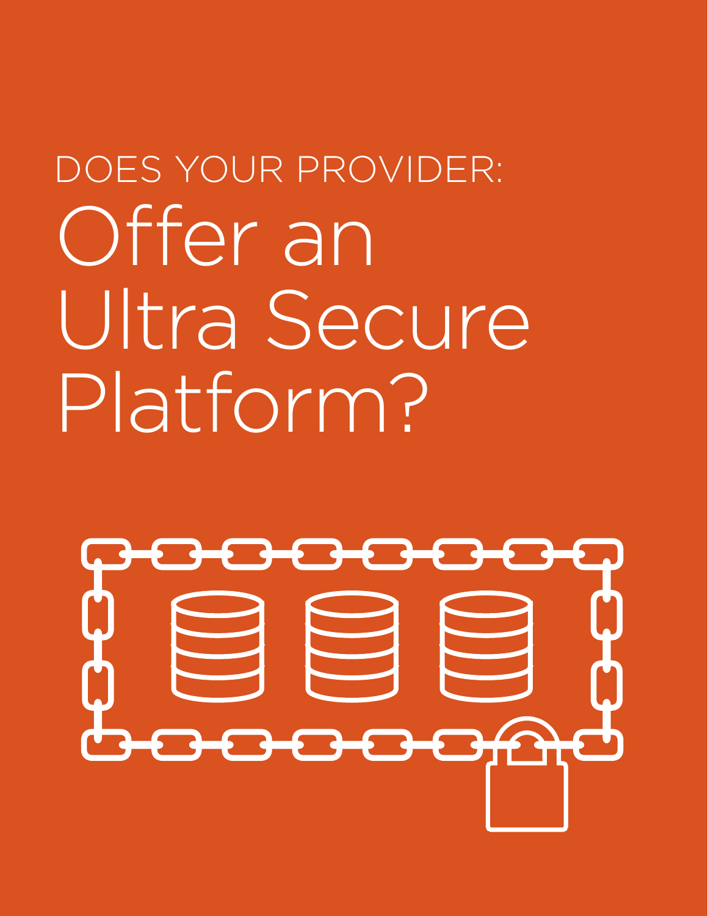DOES YOUR PROVIDER:

# Offer an Ultra Secure Platform?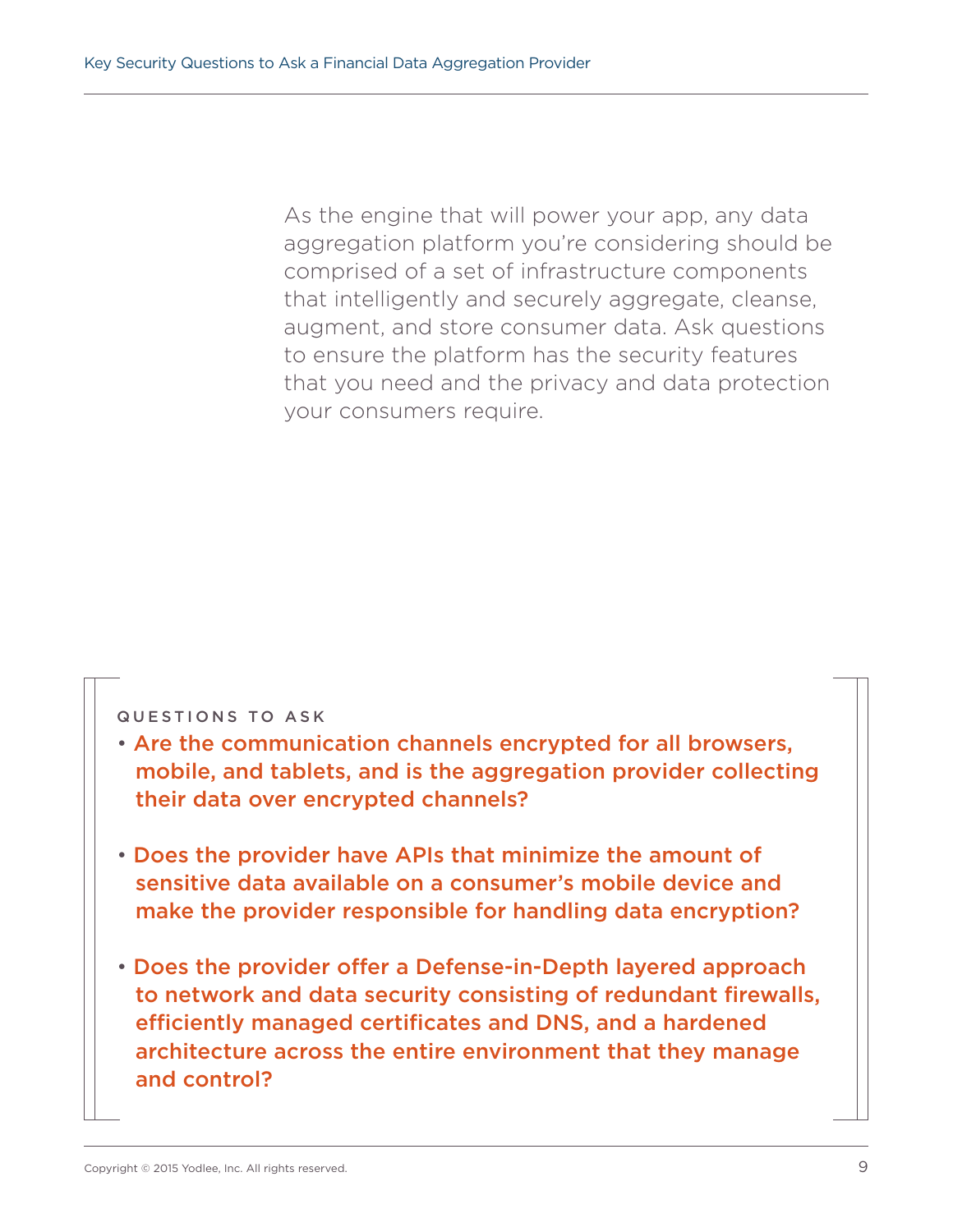As the engine that will power your app, any data aggregation platform you're considering should be comprised of a set of infrastructure components that intelligently and securely aggregate, cleanse, augment, and store consumer data. Ask questions to ensure the platform has the security features that you need and the privacy and data protection your consumers require.

QUESTIONS TO ASK

- **Are the communication channels encrypted for all browsers, mobile, and tablets, and is the aggregation provider collecting their data over encrypted channels?**

- **Does the provider have APIs that minimize the amount of sensitive data available on a consumer's mobile device and make the provider responsible for handling data encryption?**

- **Does the provider offer a Defense-in-Depth layered approach to network and data security consisting of redundant firewalls, efficiently managed certificates and DNS, and a hardened architecture across the entire environment that they manage and control?**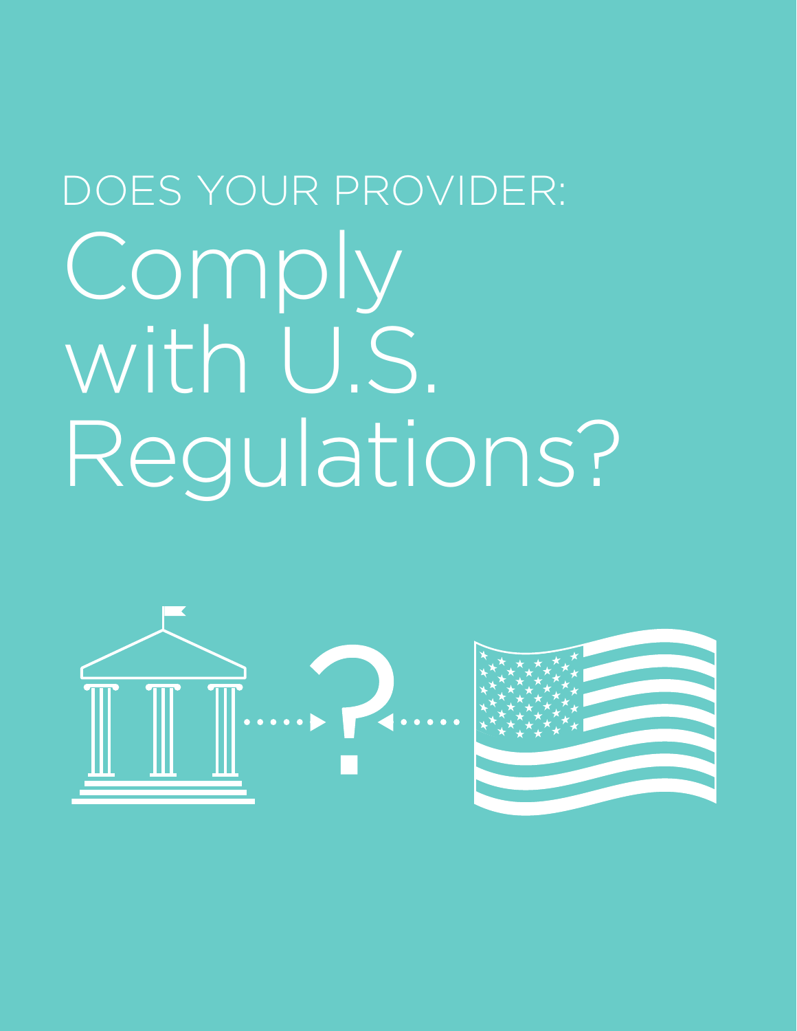DOES YOUR PROVIDER:

# Comply with U.S. Regulations?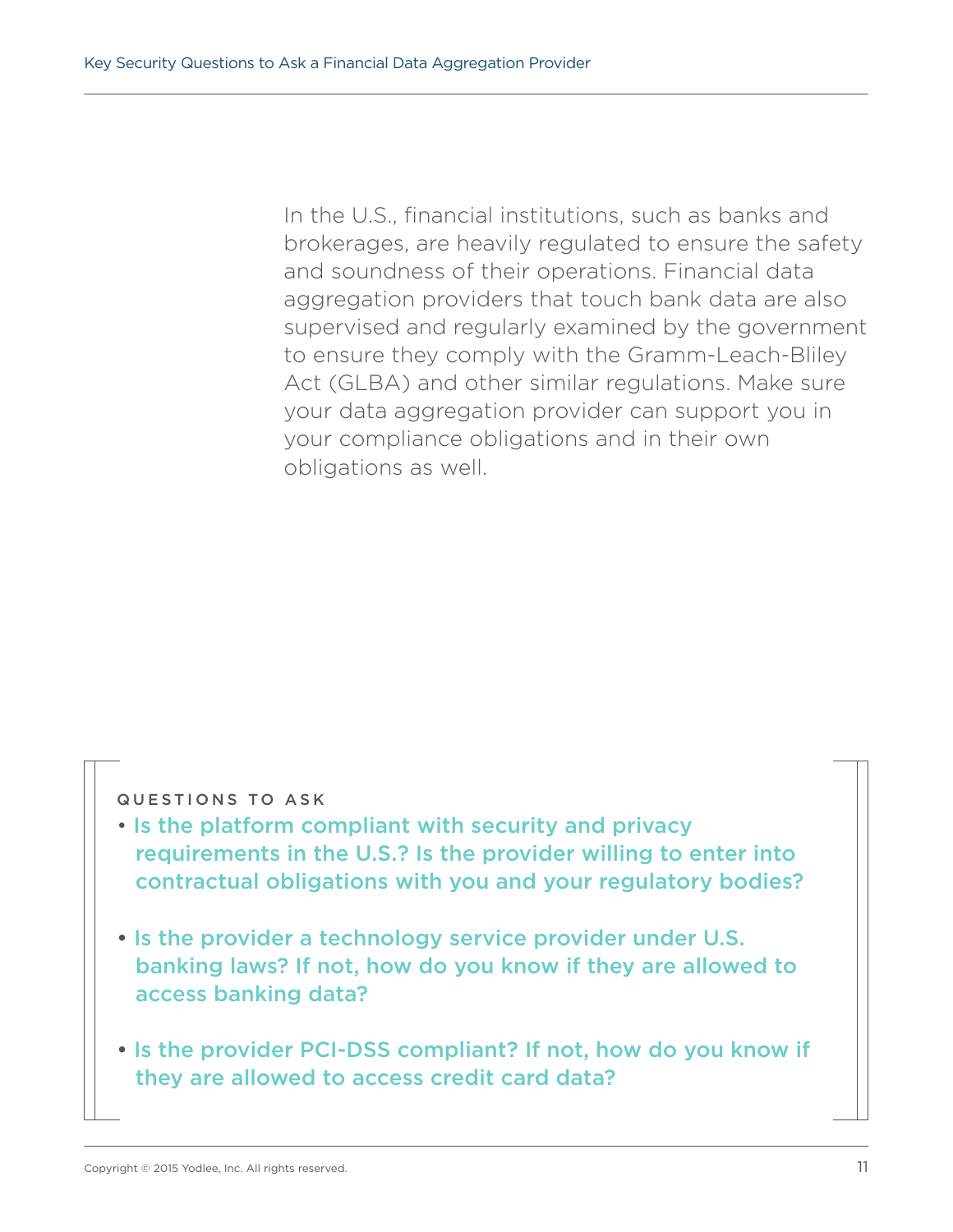In the U.S., financial institutions, such as banks and brokerages, are heavily regulated to ensure the safety and soundness of their operations. Financial data aggregation providers that touch bank data are also supervised and regularly examined by the government to ensure they comply with the Gramm-Leach-Bliley Act (GLBA) and other similar regulations. Make sure your data aggregation provider can support you in your compliance obligations and in their own obligations as well.

### QUESTIONS TO ASK

- Is the platform compliant with security and privacy requirements in the U.S.? Is the provider willing to enter into contractual obligations with you and your regulatory bodies?
- Is the provider a technology service provider under U.S. banking laws? If not, how do you know if they are allowed to access banking data?
- Is the provider PCI-DSS compliant? If not, how do you know if they are allowed to access credit card data?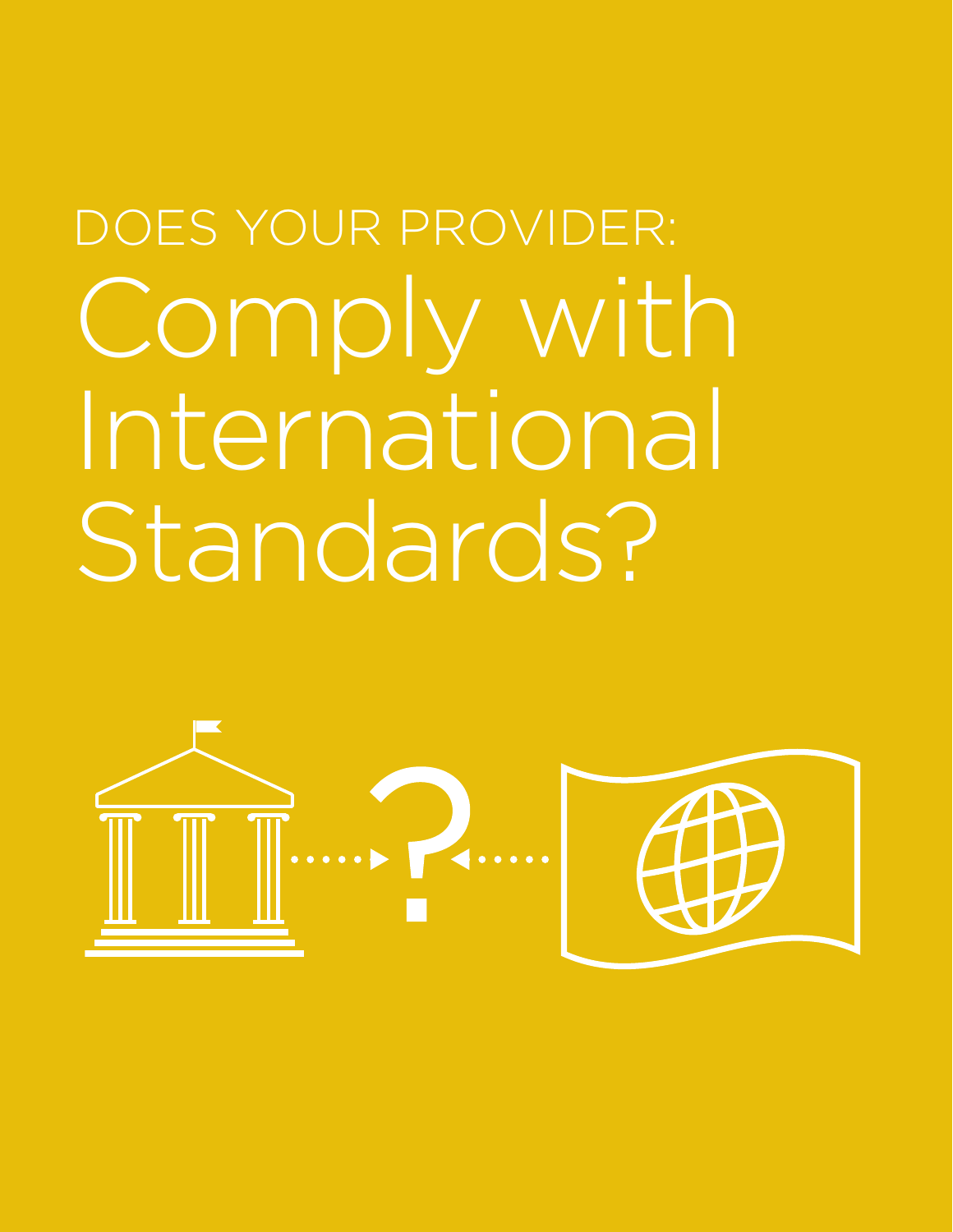DOES YOUR PROVIDER:

# Comply with International Standards?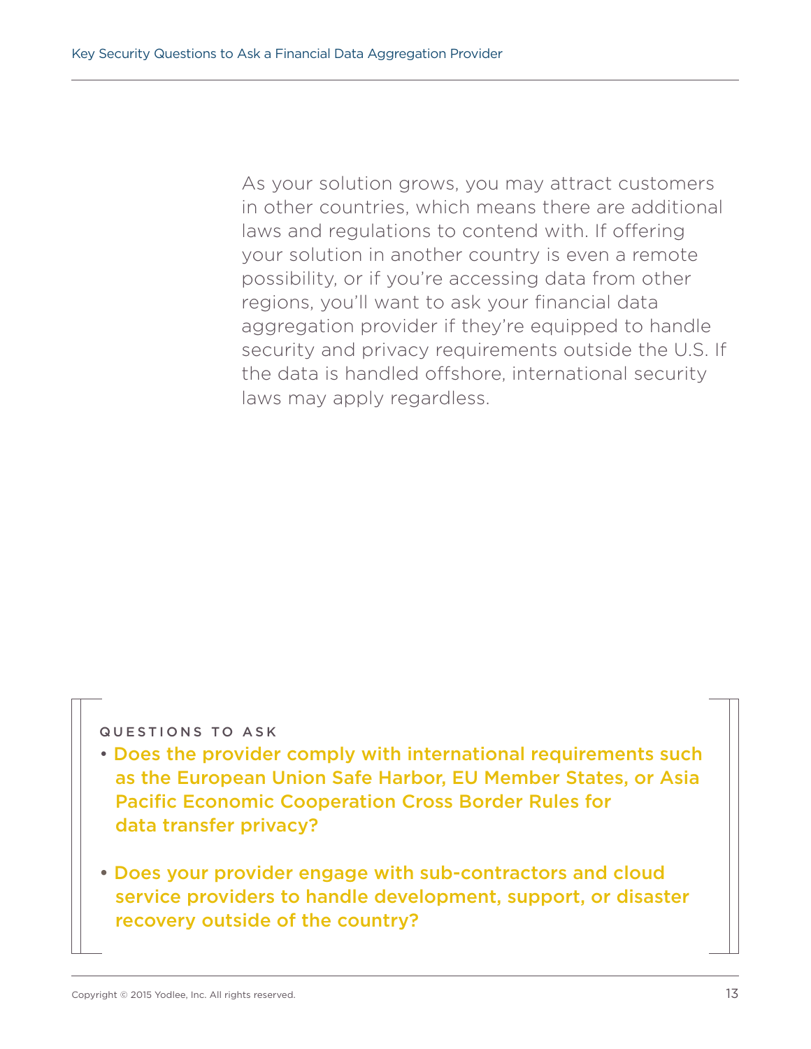As your solution grows, you may attract customers in other countries, which means there are additional laws and regulations to contend with. If offering your solution in another country is even a remote possibility, or if you're accessing data from other regions, you'll want to ask your financial data aggregation provider if they're equipped to handle security and privacy requirements outside the U.S. If the data is handled offshore, international security laws may apply regardless.

#### QUESTIONS TO ASK

- **Does the provider comply with international requirements such as the European Union Safe Harbor, EU Member States, or Asia Pacific Economic Cooperation Cross Border Rules for data transfer privacy?**

- **Does your provider engage with sub-contractors and cloud service providers to handle development, support, or disaster recovery outside of the country?**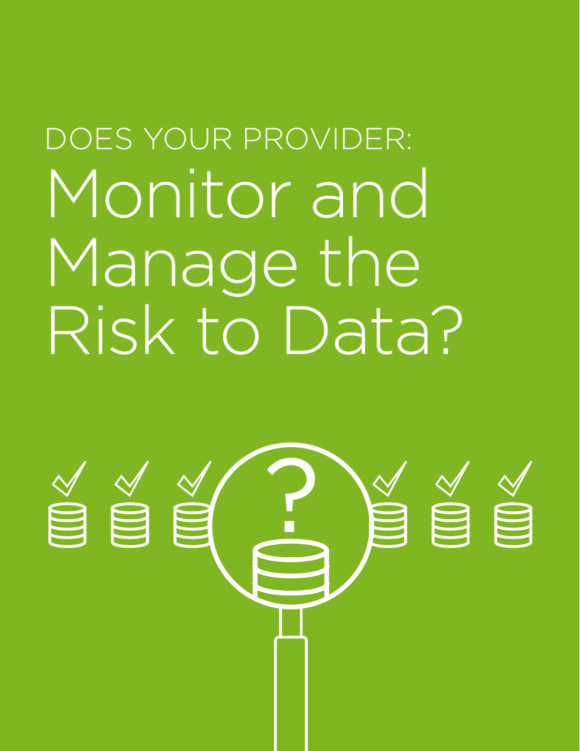DOES YOUR PROVIDER:

# Monitor and Manage the Risk to Data?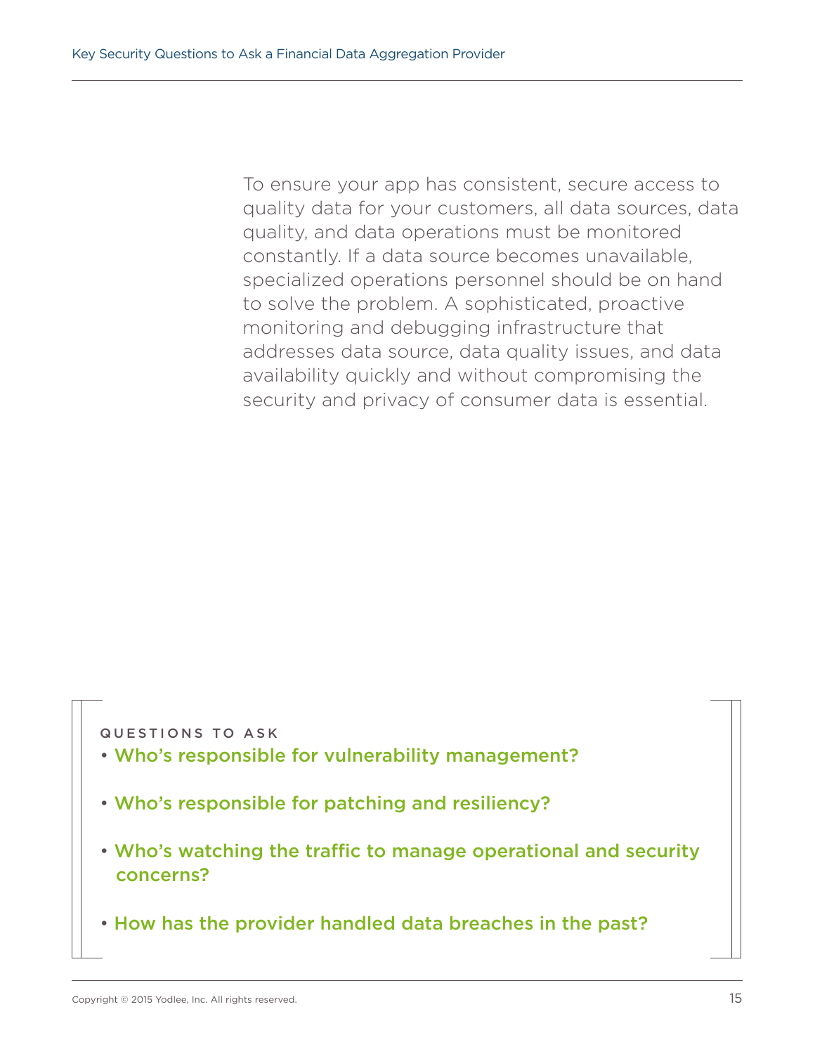To ensure your app has consistent, secure access to quality data for your customers, all data sources, data quality, and data operations must be monitored constantly. If a data source becomes unavailable, specialized operations personnel should be on hand to solve the problem. A sophisticated, proactive monitoring and debugging infrastructure that addresses data source, data quality issues, and data availability quickly and without compromising the security and privacy of consumer data is essential.

QUESTIONS TO ASK

- **Who's responsible for vulnerability management?**
- **Who's responsible for patching and resiliency?**
- **Who's watching the traffic to manage operational and security concerns?**
- **How has the provider handled data breaches in the past?**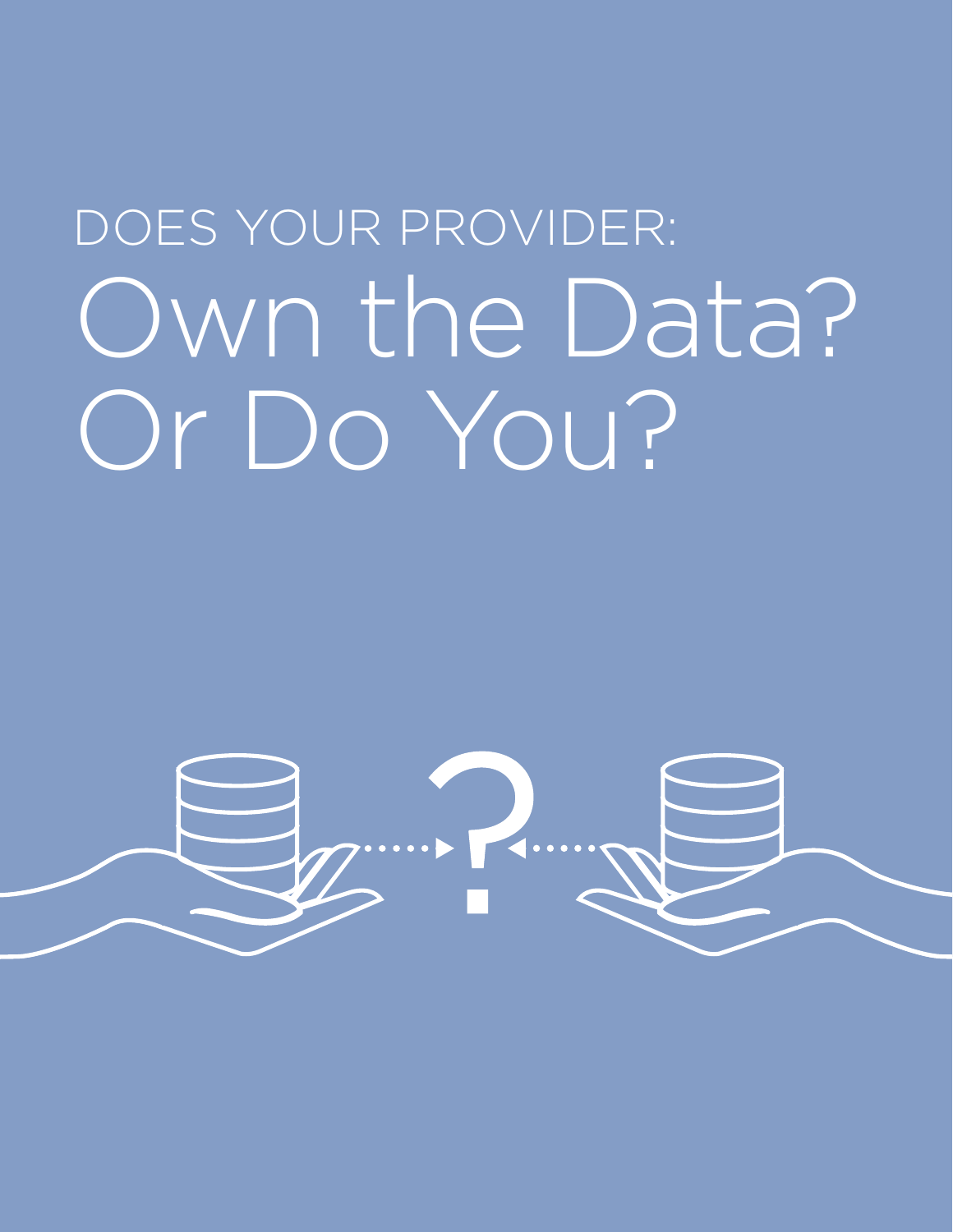DOES YOUR PROVIDER:

# Own the Data? Or Do You?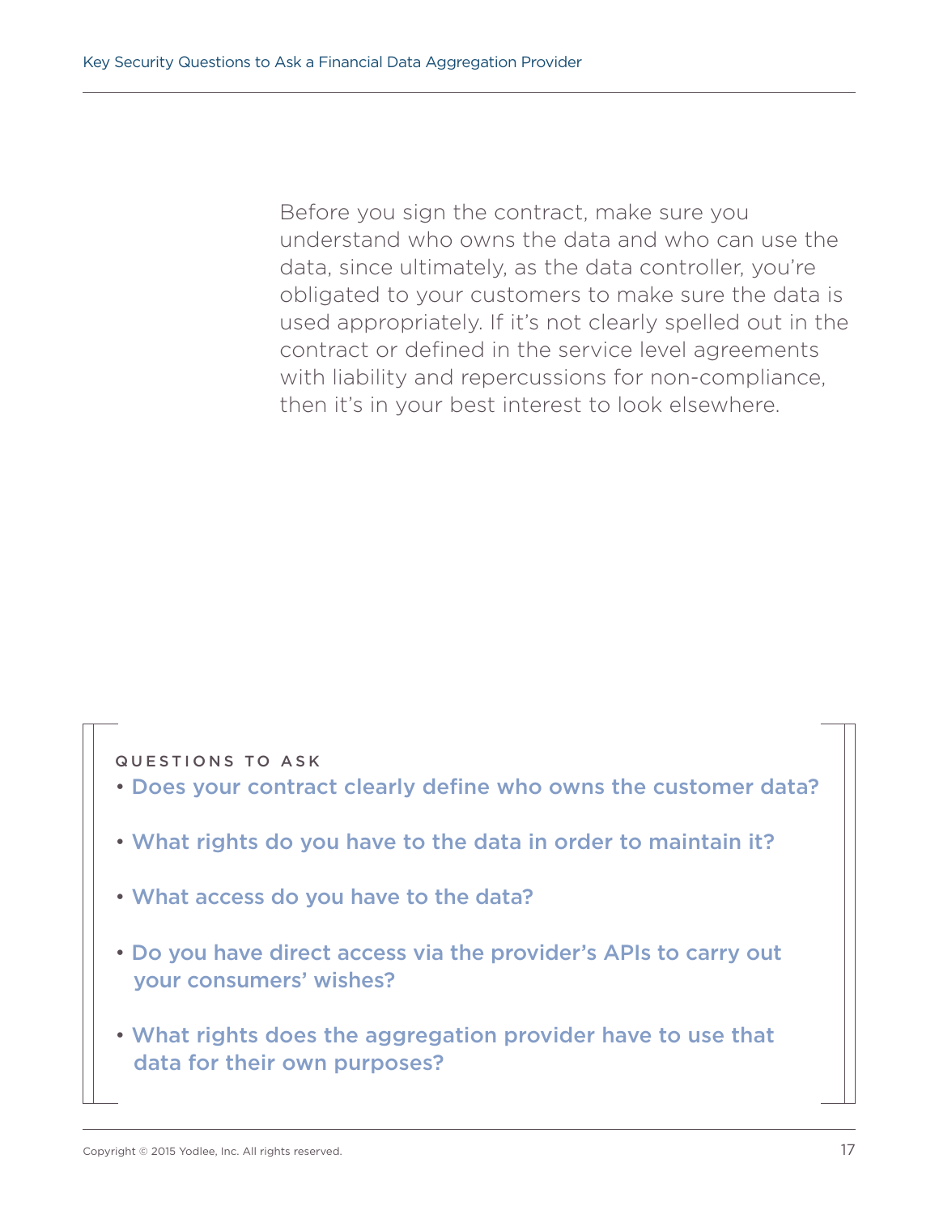Before you sign the contract, make sure you understand who owns the data and who can use the data, since ultimately, as the data controller, you're obligated to your customers to make sure the data is used appropriately. If it's not clearly spelled out in the contract or defined in the service level agreements with liability and repercussions for non-compliance, then it's in your best interest to look elsewhere.

QUESTIONS TO ASK

- **Does your contract clearly define who owns the customer data?**
- **What rights do you have to the data in order to maintain it?**
- **What access do you have to the data?**
- **Do you have direct access via the provider's APIs to carry out your consumers' wishes?**
- **What rights does the aggregation provider have to use that data for their own purposes?**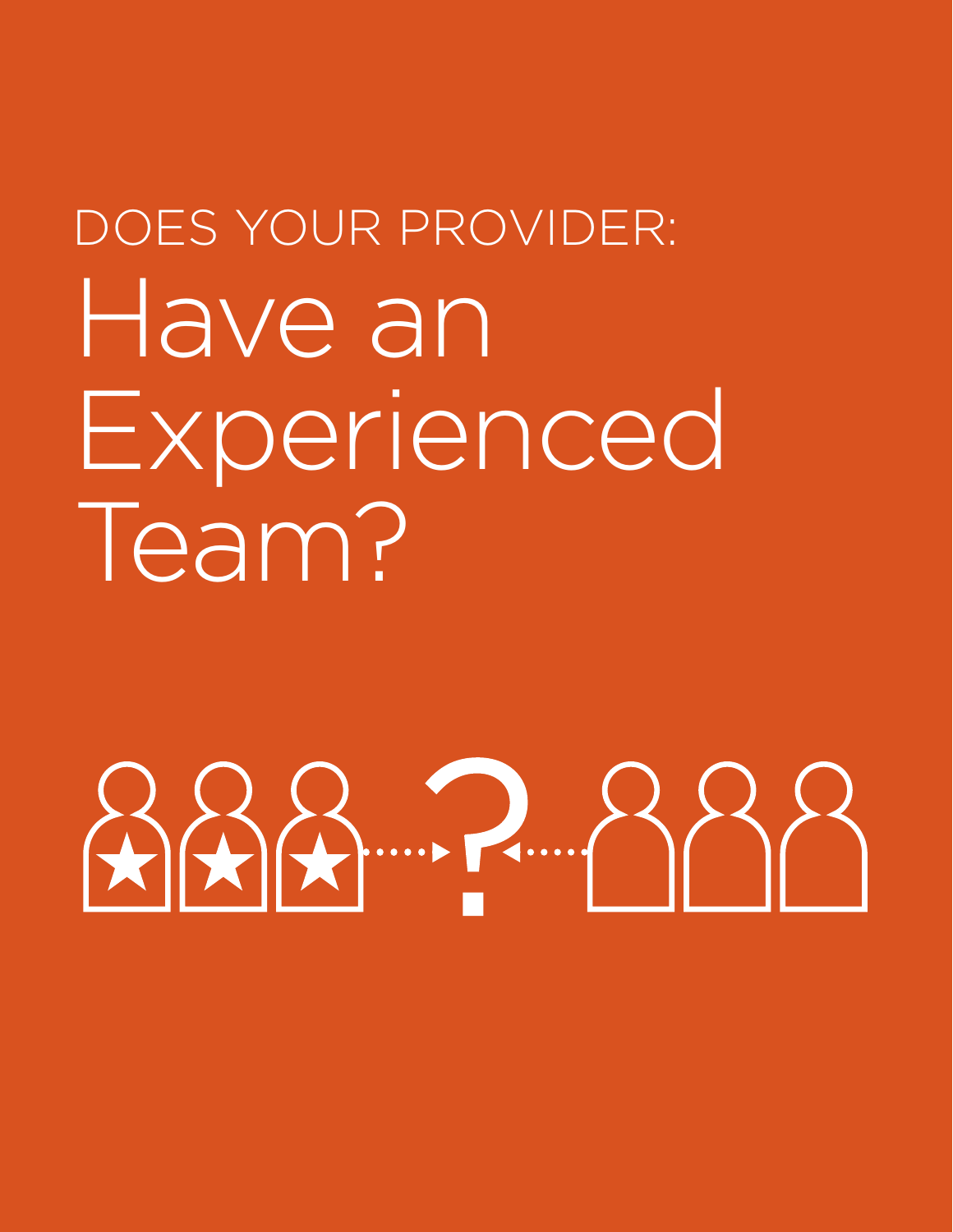DOES YOUR PROVIDER:

# Have an Experienced Team?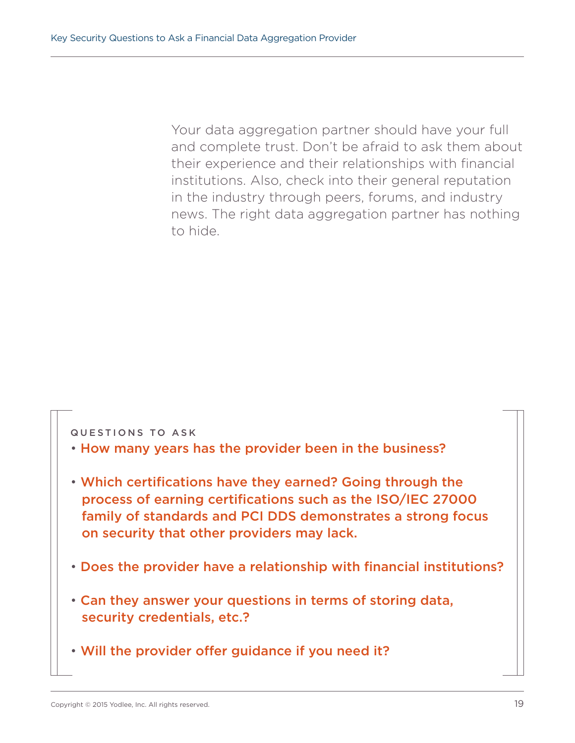Your data aggregation partner should have your full and complete trust. Don't be afraid to ask them about their experience and their relationships with financial institutions. Also, check into their general reputation in the industry through peers, forums, and industry news. The right data aggregation partner has nothing to hide.

QUESTIONS TO ASK

- **How many years has the provider been in the business?**
- **Which certifications have they earned? Going through the process of earning certifications such as the ISO/IEC 27000 family of standards and PCI DDS demonstrates a strong focus on security that other providers may lack.**
- **Does the provider have a relationship with financial institutions?**
- **Can they answer your questions in terms of storing data, security credentials, etc.?**
- **Will the provider offer guidance if you need it?**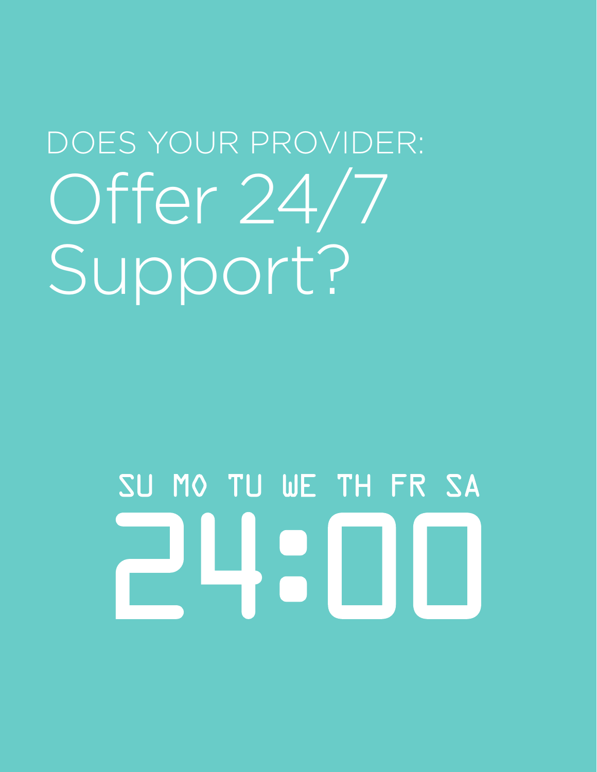DOES YOUR PROVIDER:

# Offer 24/7 Support?

SU MO TU WE TH FR SA

24:00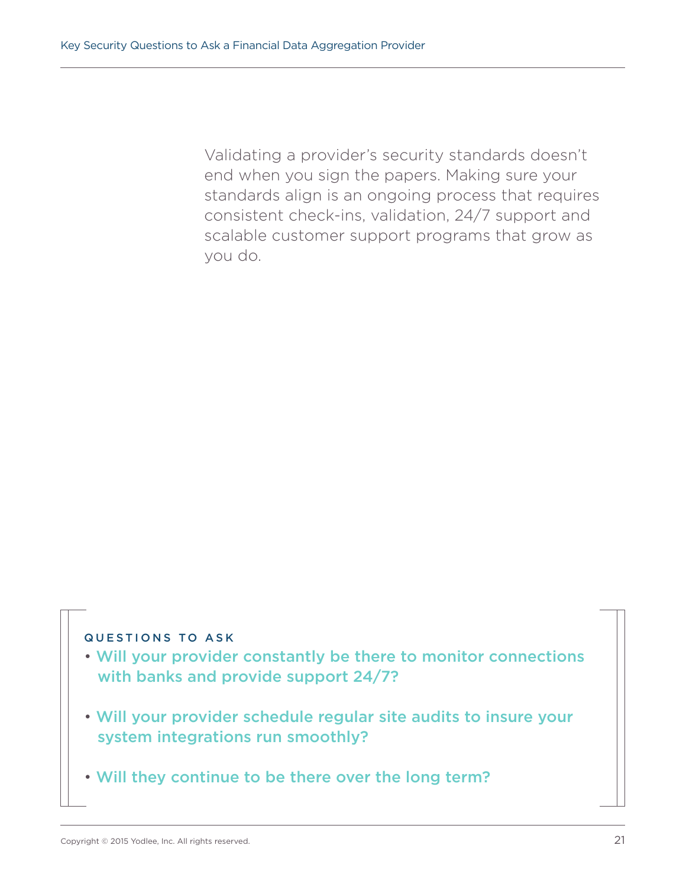Validating a provider's security standards doesn't end when you sign the papers. Making sure your standards align is an ongoing process that requires consistent check-ins, validation, 24/7 support and scalable customer support programs that grow as you do.

### QUESTIONS TO ASK

- Will your provider constantly be there to monitor connections with banks and provide support 24/7?
- Will your provider schedule regular site audits to insure your system integrations run smoothly?
- Will they continue to be there over the long term?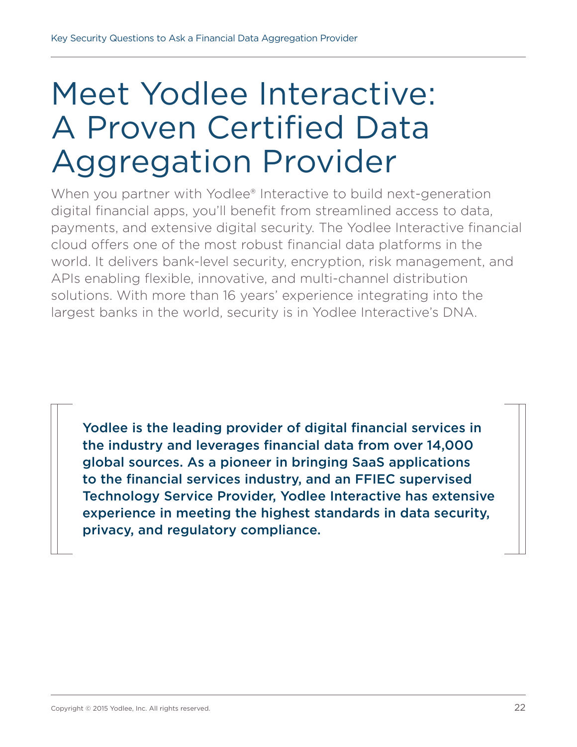# Meet Yodlee Interactive: A Proven Certified Data Aggregation Provider

When you partner with Yodlee® Interactive to build next-generation digital financial apps, you'll benefit from streamlined access to data, payments, and extensive digital security. The Yodlee Interactive financial cloud offers one of the most robust financial data platforms in the world. It delivers bank-level security, encryption, risk management, and APIs enabling flexible, innovative, and multi-channel distribution solutions. With more than 16 years' experience integrating into the largest banks in the world, security is in Yodlee Interactive's DNA.

**Yodlee is the leading provider of digital financial services in the industry and leverages financial data from over 14,000 global sources. As a pioneer in bringing SaaS applications to the financial services industry, and an FFIEC supervised Technology Service Provider, Yodlee Interactive has extensive experience in meeting the highest standards in data security, privacy, and regulatory compliance.**

Copyright © 2015 Yodlee, Inc. All rights reserved.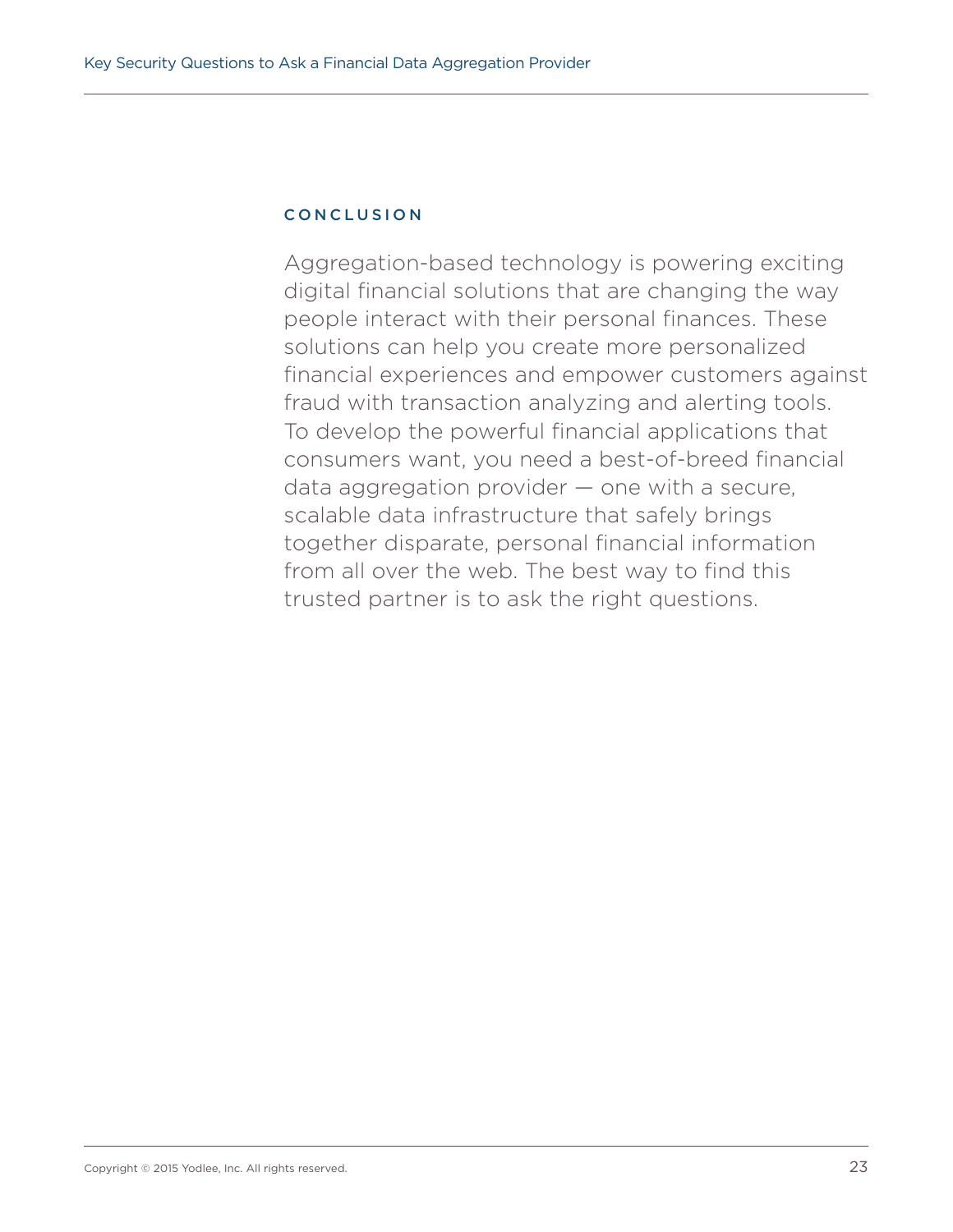## CONCLUSION

Aggregation-based technology is powering exciting digital financial solutions that are changing the way people interact with their personal finances. These solutions can help you create more personalized financial experiences and empower customers against fraud with transaction analyzing and alerting tools. To develop the powerful financial applications that consumers want, you need a best-of-breed financial data aggregation provider — one with a secure, scalable data infrastructure that safely brings together disparate, personal financial information from all over the web. The best way to find this trusted partner is to ask the right questions.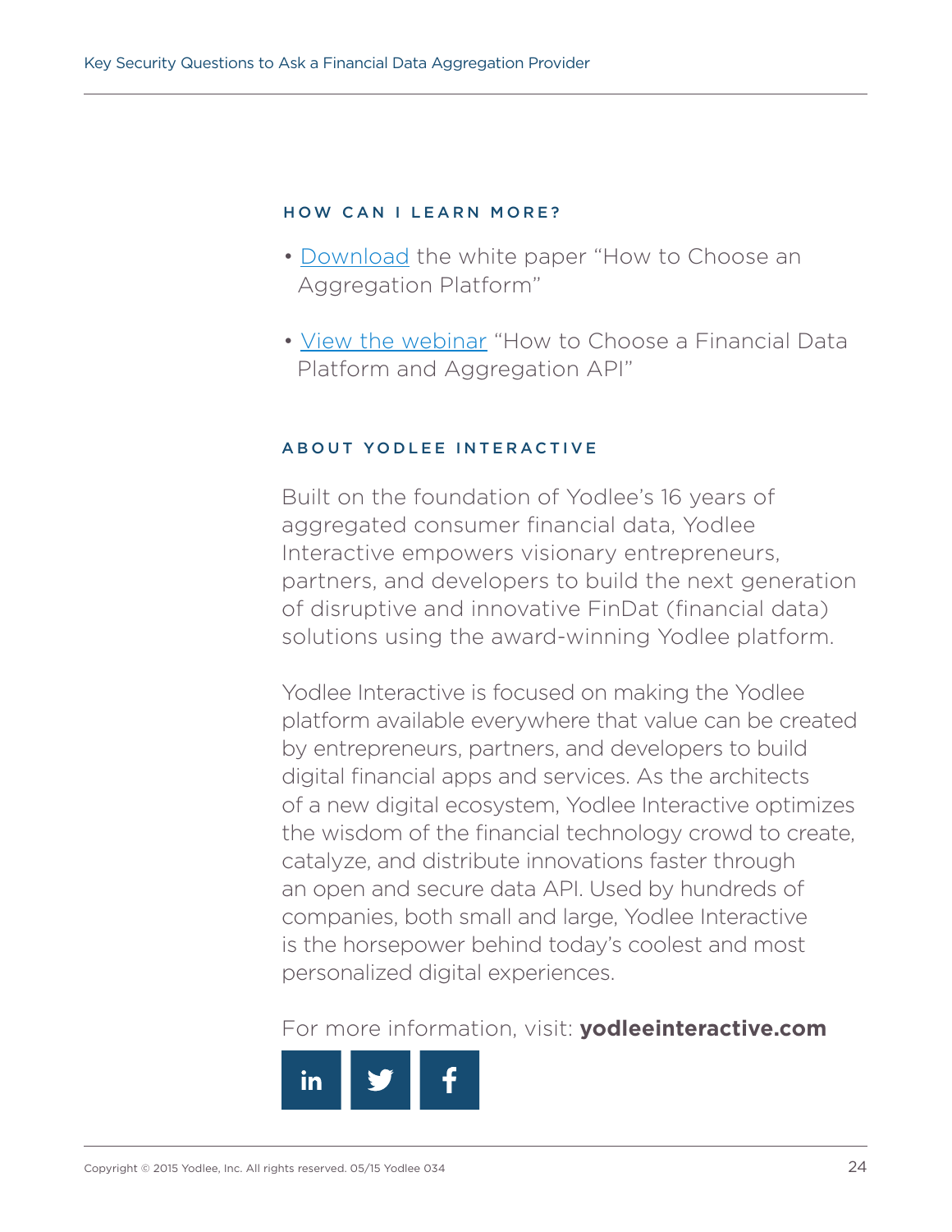### HOW CAN I LEARN MORE?

- Download the white paper "How to Choose an Aggregation Platform"
- View the webinar "How to Choose a Financial Data Platform and Aggregation API"

### ABOUT YODLEE INTERACTIVE

Built on the foundation of Yodlee's 16 years of aggregated consumer financial data, Yodlee Interactive empowers visionary entrepreneurs, partners, and developers to build the next generation of disruptive and innovative FinDat (financial data) solutions using the award-winning Yodlee platform.

Yodlee Interactive is focused on making the Yodlee platform available everywhere that value can be created by entrepreneurs, partners, and developers to build digital financial apps and services. As the architects of a new digital ecosystem, Yodlee Interactive optimizes the wisdom of the financial technology crowd to create, catalyze, and distribute innovations faster through an open and secure data API. Used by hundreds of companies, both small and large, Yodlee Interactive is the horsepower behind today's coolest and most personalized digital experiences.

For more information, visit: **yodleeinteractive.com**

Copyright © 2015 Yodlee, Inc. All rights reserved. 05/15 Yodlee 034